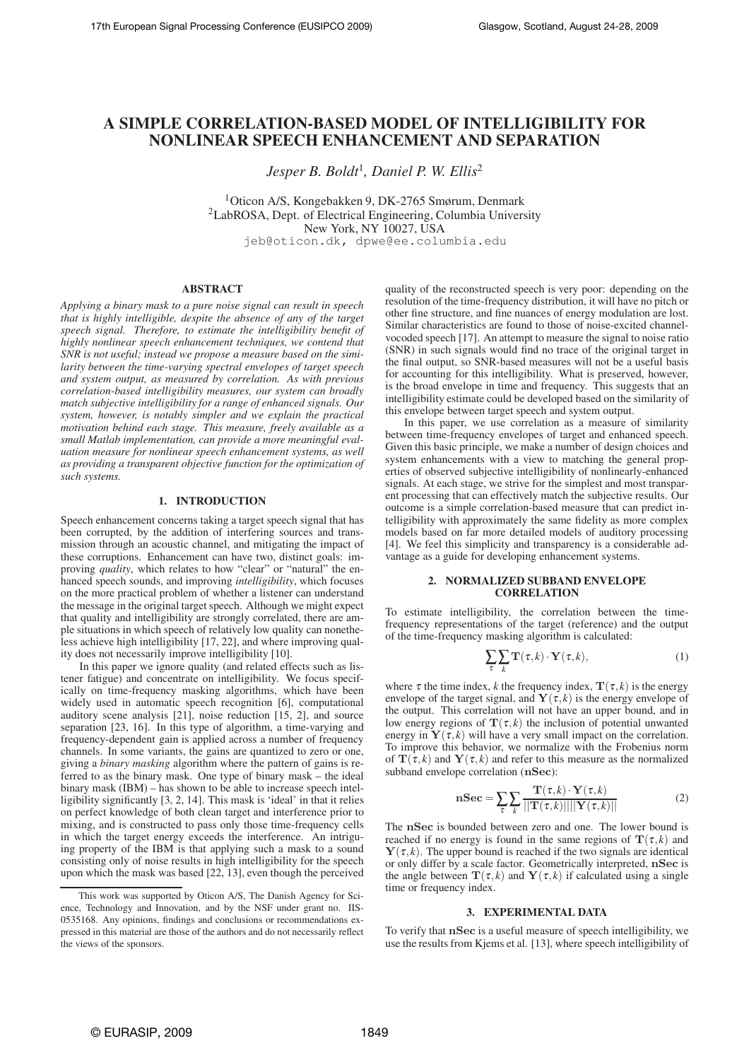# A SIMPLE CORRELATION-BASED MODEL OF INTELLIGIBILITY FOR NONLINEAR SPEECH ENHANCEMENT AND SEPARATION

*Jesper B. Boldt*[1], *Daniel P. W. Ellis*[2]

[1]Oticon A/S, Kongebakken 9, DK-2765 Smørum, Denmark
[2]LabROSA, Dept. of Electrical Engineering, Columbia University
New York, NY 10027, USA
jeb@oticon.dk, dpwe@ee.columbia.edu

## ABSTRACT

*Applying a binary mask to a pure noise signal can result in speech that is highly intelligible, despite the absence of any of the target speech signal. Therefore, to estimate the intelligibility benefit of highly nonlinear speech enhancement techniques, we contend that SNR is not useful; instead we propose a measure based on the similarity between the time-varying spectral envelopes of target speech and system output, as measured by correlation. As with previous correlation-based intelligibility measures, our system can broadly match subjective intelligibility for a range of enhanced signals. Our system, however, is notably simpler and we explain the practical motivation behind each stage. This measure, freely available as a small Matlab implementation, can provide a more meaningful evaluation measure for nonlinear speech enhancement systems, as well as providing a transparent objective function for the optimization of such systems.*

## 1. INTRODUCTION

Speech enhancement concerns taking a target speech signal that has been corrupted, by the addition of interfering sources and transmission through an acoustic channel, and mitigating the impact of these corruptions. Enhancement can have two, distinct goals: improving *quality*, which relates to how "clear" or "natural" the enhanced speech sounds, and improving *intelligibility*, which focuses on the more practical problem of whether a listener can understand the message in the original target speech. Although we might expect that quality and intelligibility are strongly correlated, there are ample situations in which speech of relatively low quality can nonetheless achieve high intelligibility [17, 22], and where improving quality does not necessarily improve intelligibility [10].

In this paper we ignore quality (and related effects such as listener fatigue) and concentrate on intelligibility. We focus specifically on time-frequency masking algorithms, which have been widely used in automatic speech recognition [6], computational auditory scene analysis [21], noise reduction [15, 2], and source separation [23, 16]. In this type of algorithm, a time-varying and frequency-dependent gain is applied across a number of frequency channels. In some variants, the gains are quantized to zero or one, giving a *binary masking* algorithm where the pattern of gains is referred to as the binary mask. One type of binary mask – the ideal binary mask (IBM) – has shown to be able to increase speech intelligibility significantly [3, 2, 14]. This mask is 'ideal' in that it relies on perfect knowledge of both clean target and interference prior to mixing, and is constructed to pass only those time-frequency cells in which the target energy exceeds the interference. An intriguing property of the IBM is that applying such a mask to a sound consisting only of noise results in high intelligibility for the speech upon which the mask was based [22, 13], even though the perceived quality of the reconstructed speech is very poor: depending on the resolution of the time-frequency distribution, it will have no pitch or other fine structure, and fine nuances of energy modulation are lost. Similar characteristics are found to those of noise-excited channel-vocoded speech [17]. An attempt to measure the signal to noise ratio (SNR) in such signals would find no trace of the original target in the final output, so SNR-based measures will not be a useful basis for accounting for this intelligibility. What is preserved, however, is the broad envelope in time and frequency. This suggests that an intelligibility estimate could be developed based on the similarity of this envelope between target speech and system output.

In this paper, we use correlation as a measure of similarity between time-frequency envelopes of target and enhanced speech. Given this basic principle, we make a number of design choices and system enhancements with a view to matching the general properties of observed subjective intelligibility of nonlinearly-enhanced signals. At each stage, we strive for the simplest and most transparent processing that can effectively match the subjective results. Our outcome is a simple correlation-based measure that can predict intelligibility with approximately the same fidelity as more complex models based on far more detailed models of auditory processing [4]. We feel this simplicity and transparency is a considerable advantage as a guide for developing enhancement systems.

## 2. NORMALIZED SUBBAND ENVELOPE CORRELATION

To estimate intelligibility, the correlation between the time-frequency representations of the target (reference) and the output of the time-frequency masking algorithm is calculated:

$$\sum_{\tau}\sum_{k}\mathbf{T}(\tau,k)\cdot\mathbf{Y}(\tau,k), \tag{1}$$

where $\tau$ the time index, $k$ the frequency index, $\mathbf{T}(\tau,k)$ is the energy envelope of the target signal, and $\mathbf{Y}(\tau,k)$ is the energy envelope of the output. This correlation will not have an upper bound, and in low energy regions of $\mathbf{T}(\tau,k)$ the inclusion of potential unwanted energy in $\mathbf{Y}(\tau,k)$ will have a very small impact on the correlation. To improve this behavior, we normalize with the Frobenius norm of $\mathbf{T}(\tau,k)$ and $\mathbf{Y}(\tau,k)$ and refer to this measure as the normalized subband envelope correlation ($\mathbf{nSec}$):

$$\mathbf{nSec} = \sum_{\tau}\sum_{k}\frac{\mathbf{T}(\tau,k)\cdot\mathbf{Y}(\tau,k)}{||\mathbf{T}(\tau,k)||||\mathbf{Y}(\tau,k)||} \tag{2}$$

The $\mathbf{nSec}$ is bounded between zero and one. The lower bound is reached if no energy is found in the same regions of $\mathbf{T}(\tau,k)$ and $\mathbf{Y}(\tau,k)$. The upper bound is reached if the two signals are identical or only differ by a scale factor. Geometrically interpreted, $\mathbf{nSec}$ is the angle between $\mathbf{T}(\tau,k)$ and $\mathbf{Y}(\tau,k)$ if calculated using a single time or frequency index.

## 3. EXPERIMENTAL DATA

To verify that $\mathbf{nSec}$ is a useful measure of speech intelligibility, we use the results from Kjems et al. [13], where speech intelligibility of

---

This work was supported by Oticon A/S, The Danish Agency for Science, Technology and Innovation, and by the NSF under grant no. IIS-0535168. Any opinions, findings and conclusions or recommendations expressed in this material are those of the authors and do not necessarily reflect the views of the sponsors.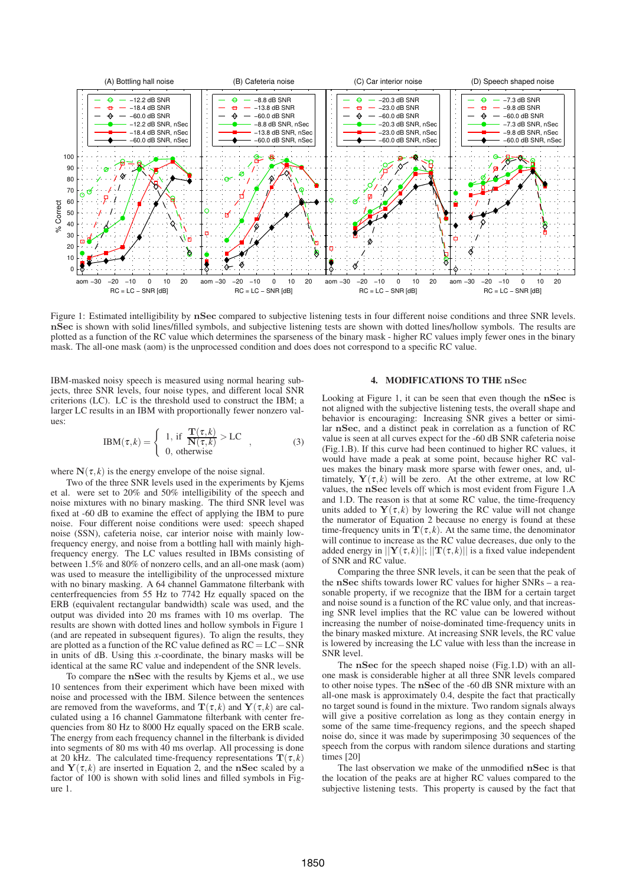Figure 1: Estimated intelligibility by **nSec** compared to subjective listening tests in four different noise conditions and three SNR levels. **nSec** is shown with solid lines/filled symbols, and subjective listening tests are shown with dotted lines/hollow symbols. The results are plotted as a function of the RC value which determines the sparseness of the binary mask - higher RC values imply fewer ones in the binary mask. The all-one mask (aom) is the unprocessed condition and does does not correspond to a specific RC value.

IBM-masked noisy speech is measured using normal hearing subjects, three SNR levels, four noise types, and different local SNR criterions (LC). LC is the threshold used to construct the IBM; a larger LC results in an IBM with proportionally fewer nonzero values:

$$\mathrm{IBM}(\tau,k) = \begin{cases} 1, \text{ if } \dfrac{\mathbf{T}(\tau,k)}{\mathbf{N}(\tau,k)} > \mathrm{LC} \\ 0, \text{ otherwise} \end{cases}, \qquad (3)$$

where $\mathbf{N}(\tau,k)$ is the energy envelope of the noise signal.

Two of the three SNR levels used in the experiments by Kjems et al. were set to 20% and 50% intelligibility of the speech and noise mixtures with no binary masking. The third SNR level was fixed at -60 dB to examine the effect of applying the IBM to pure noise. Four different noise conditions were used: speech shaped noise (SSN), cafeteria noise, car interior noise with mainly low-frequency energy, and noise from a bottling hall with mainly high-frequency energy. The LC values resulted in IBMs consisting of between 1.5% and 80% of nonzero cells, and an all-one mask (aom) was used to measure the intelligibility of the unprocessed mixture with no binary masking. A 64 channel Gammatone filterbank with centerfrequencies from 55 Hz to 7742 Hz equally spaced on the ERB (equivalent rectangular bandwidth) scale was used, and the output was divided into 20 ms frames with 10 ms overlap. The results are shown with dotted lines and hollow symbols in Figure 1 (and are repeated in subsequent figures). To align the results, they are plotted as a function of the RC value defined as $\mathrm{RC} = \mathrm{LC} - \mathrm{SNR}$ in units of dB. Using this *x*-coordinate, the binary masks will be identical at the same RC value and independent of the SNR levels.

To compare the **nSec** with the results by Kjems et al., we use 10 sentences from their experiment which have been mixed with noise and processed with the IBM. Silence between the sentences are removed from the waveforms, and $\mathbf{T}(\tau,k)$ and $\mathbf{Y}(\tau,k)$ are calculated using a 16 channel Gammatone filterbank with center frequencies from 80 Hz to 8000 Hz equally spaced on the ERB scale. The energy from each frequency channel in the filterbank is divided into segments of 80 ms with 40 ms overlap. All processing is done at 20 kHz. The calculated time-frequency representations $\mathbf{T}(\tau,k)$ and $\mathbf{Y}(\tau,k)$ are inserted in Equation 2, and the **nSec** scaled by a factor of 100 is shown with solid lines and filled symbols in Figure 1.

## 4. MODIFICATIONS TO THE nSec

Looking at Figure 1, it can be seen that even though the **nSec** is not aligned with the subjective listening tests, the overall shape and behavior is encouraging: Increasing SNR gives a better or similar **nSec**, and a distinct peak in correlation as a function of RC value is seen at all curves expect for the -60 dB SNR cafeteria noise (Fig.1.B). If this curve had been continued to higher RC values, it would have made a peak at some point, because higher RC values makes the binary mask more sparse with fewer ones, and, ultimately, $\mathbf{Y}(\tau,k)$ will be zero. At the other extreme, at low RC values, the **nSec** levels off which is most evident from Figure 1.A and 1.D. The reason is that at some RC value, the time-frequency units added to $\mathbf{Y}(\tau,k)$ by lowering the RC value will not change the numerator of Equation 2 because no energy is found at these time-frequency units in $\mathbf{T}(\tau,k)$. At the same time, the denominator will continue to increase as the RC value decreases, due only to the added energy in $||\mathbf{Y}(\tau,k)||$; $||\mathbf{T}(\tau,k)||$ is a fixed value independent of SNR and RC value.

Comparing the three SNR levels, it can be seen that the peak of the **nSec** shifts towards lower RC values for higher SNRs – a reasonable property, if we recognize that the IBM for a certain target and noise sound is a function of the RC value only, and that increasing SNR level implies that the RC value can be lowered without increasing the number of noise-dominated time-frequency units in the binary masked mixture. At increasing SNR levels, the RC value is lowered by increasing the LC value with less than the increase in SNR level.

The **nSec** for the speech shaped noise (Fig.1.D) with an all-one mask is considerable higher at all three SNR levels compared to other noise types. The **nSec** of the -60 dB SNR mixture with an all-one mask is approximately 0.4, despite the fact that practically no target sound is found in the mixture. Two random signals always will give a positive correlation as long as they contain energy in some of the same time-frequency regions, and the speech shaped noise do, since it was made by superimposing 30 sequences of the speech from the corpus with random silence durations and starting times [20]

The last observation we make of the unmodified **nSec** is that the location of the peaks are at higher RC values compared to the subjective listening tests. This property is caused by the fact that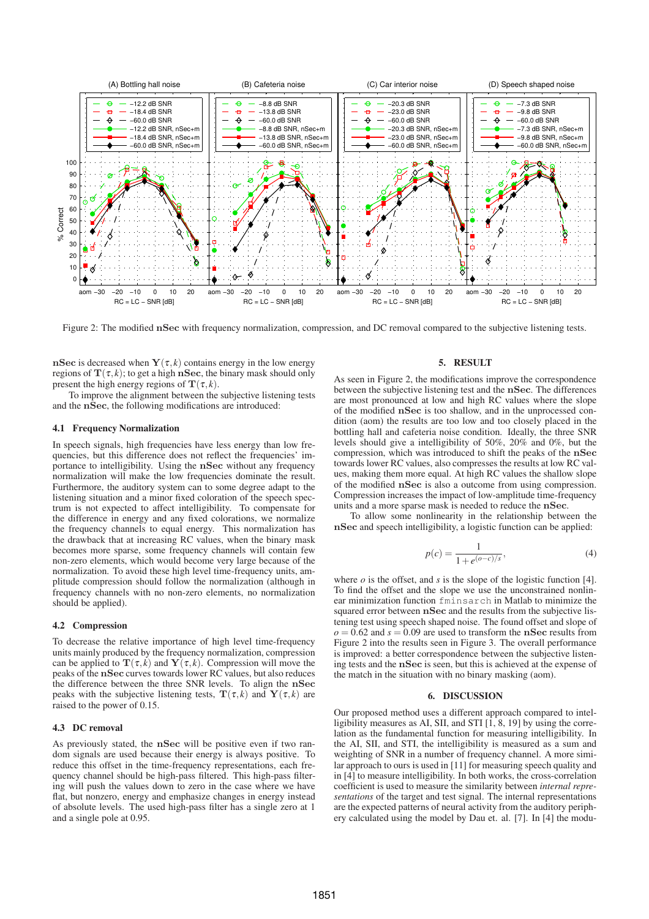Figure 2: The modified **nSec** with frequency normalization, compression, and DC removal compared to the subjective listening tests.

**nSec** is decreased when $\mathbf{Y}(\tau,k)$ contains energy in the low energy regions of $\mathbf{T}(\tau,k)$; to get a high **nSec**, the binary mask should only present the high energy regions of $\mathbf{T}(\tau,k)$.

To improve the alignment between the subjective listening tests and the **nSec**, the following modifications are introduced:

### 4.1 Frequency Normalization

In speech signals, high frequencies have less energy than low frequencies, but this difference does not reflect the frequencies' importance to intelligibility. Using the **nSec** without any frequency normalization will make the low frequencies dominate the result. Furthermore, the auditory system can to some degree adapt to the listening situation and a minor fixed coloration of the speech spectrum is not expected to affect intelligibility. To compensate for the difference in energy and any fixed colorations, we normalize the frequency channels to equal energy. This normalization has the drawback that at increasing RC values, when the binary mask becomes more sparse, some frequency channels will contain few non-zero elements, which would become very large because of the normalization. To avoid these high level time-frequency units, amplitude compression should follow the normalization (although in frequency channels with no non-zero elements, no normalization should be applied).

### 4.2 Compression

To decrease the relative importance of high level time-frequency units mainly produced by the frequency normalization, compression can be applied to $\mathbf{T}(\tau,k)$ and $\mathbf{Y}(\tau,k)$. Compression will move the peaks of the **nSec** curves towards lower RC values, but also reduces the difference between the three SNR levels. To align the **nSec** peaks with the subjective listening tests, $\mathbf{T}(\tau,k)$ and $\mathbf{Y}(\tau,k)$ are raised to the power of 0.15.

### 4.3 DC removal

As previously stated, the **nSec** will be positive even if two random signals are used because their energy is always positive. To reduce this offset in the time-frequency representations, each frequency channel should be high-pass filtered. This high-pass filtering will push the values down to zero in the case where we have flat, but nonzero, energy and emphasize changes in energy instead of absolute levels. The used high-pass filter has a single zero at 1 and a single pole at 0.95.

## 5. RESULT

As seen in Figure 2, the modifications improve the correspondence between the subjective listening test and the **nSec**. The differences are most pronounced at low and high RC values where the slope of the modified **nSec** is too shallow, and in the unprocessed condition (aom) the results are too low and too closely placed in the bottling hall and cafeteria noise condition. Ideally, the three SNR levels should give a intelligibility of 50%, 20% and 0%, but the compression, which was introduced to shift the peaks of the **nSec** towards lower RC values, also compresses the results at low RC values, making them more equal. At high RC values the shallow slope of the modified **nSec** is also a outcome from using compression. Compression increases the impact of low-amplitude time-frequency units and a more sparse mask is needed to reduce the **nSec**.

To allow some nonlinearity in the relationship between the **nSec** and speech intelligibility, a logistic function can be applied:

$$p(c) = \frac{1}{1 + e^{(o-c)/s}}, \tag{4}$$

where $o$ is the offset, and $s$ is the slope of the logistic function [4]. To find the offset and the slope we use the unconstrained nonlinear minimization function `fminsearch` in Matlab to minimize the squared error between **nSec** and the results from the subjective listening test using speech shaped noise. The found offset and slope of $o = 0.62$ and $s = 0.09$ are used to transform the **nSec** results from Figure 2 into the results seen in Figure 3. The overall performance is improved: a better correspondence between the subjective listening tests and the **nSec** is seen, but this is achieved at the expense of the match in the situation with no binary masking (aom).

## 6. DISCUSSION

Our proposed method uses a different approach compared to intelligibility measures as AI, SII, and STI [1, 8, 19] by using the correlation as the fundamental function for measuring intelligibility. In the AI, SII, and STI, the intelligibility is measured as a sum and weighting of SNR in a number of frequency channel. A more similar approach to ours is used in [11] for measuring speech quality and in [4] to measure intelligibility. In both works, the cross-correlation coefficient is used to measure the similarity between *internal representations* of the target and test signal. The internal representations are the expected patterns of neural activity from the auditory periphery calculated using the model by Dau et. al. [7]. In [4] the modu-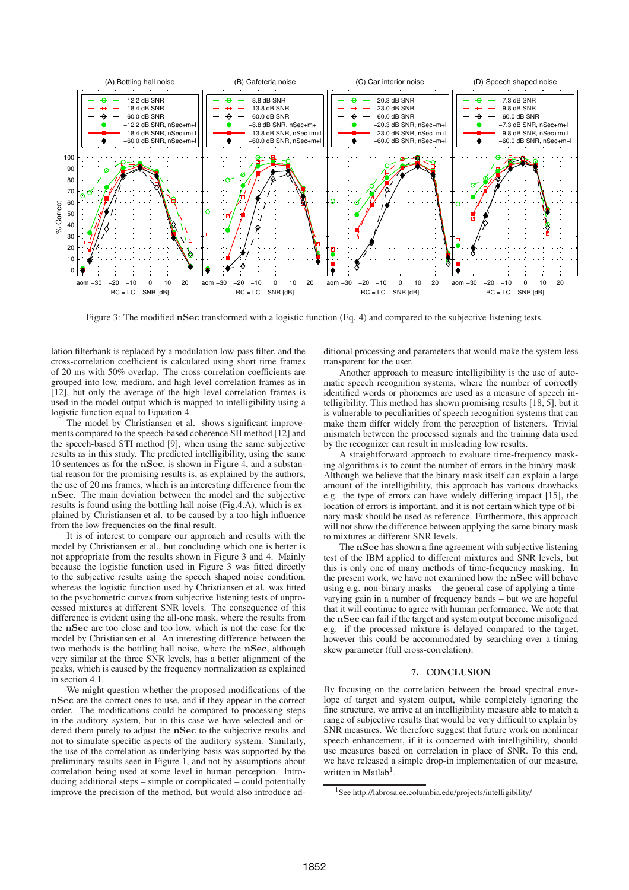Figure 3: The modified $\mathbf{nSec}$ transformed with a logistic function (Eq. 4) and compared to the subjective listening tests.

lation filterbank is replaced by a modulation low-pass filter, and the cross-correlation coefficient is calculated using short time frames of 20 ms with 50% overlap. The cross-correlation coefficients are grouped into low, medium, and high level correlation frames as in [12], but only the average of the high level correlation frames is used in the model output which is mapped to intelligibility using a logistic function equal to Equation 4.

The model by Christiansen et al. shows significant improvements compared to the speech-based coherence SII method [12] and the speech-based STI method [9], when using the same subjective results as in this study. The predicted intelligibility, using the same 10 sentences as for the $\mathbf{nSec}$, is shown in Figure 4, and a substantial reason for the promising results is, as explained by the authors, the use of 20 ms frames, which is an interesting difference from the $\mathbf{nSec}$. The main deviation between the model and the subjective results is found using the bottling hall noise (Fig.4.A), which is explained by Christiansen et al. to be caused by a too high influence from the low frequencies on the final result.

It is of interest to compare our approach and results with the model by Christiansen et al., but concluding which one is better is not appropriate from the results shown in Figure 3 and 4. Mainly because the logistic function used in Figure 3 was fitted directly to the subjective results using the speech shaped noise condition, whereas the logistic function used by Christiansen et al. was fitted to the psychometric curves from subjective listening tests of unprocessed mixtures at different SNR levels. The consequence of this difference is evident using the all-one mask, where the results from the $\mathbf{nSec}$ are too close and too low, which is not the case for the model by Christiansen et al. An interesting difference between the two methods is the bottling hall noise, where the $\mathbf{nSec}$, although very similar at the three SNR levels, has a better alignment of the peaks, which is caused by the frequency normalization as explained in section 4.1.

We might question whether the proposed modifications of the $\mathbf{nSec}$ are the correct ones to use, and if they appear in the correct order. The modifications could be compared to processing steps in the auditory system, but in this case we have selected and ordered them purely to adjust the $\mathbf{nSec}$ to the subjective results and not to simulate specific aspects of the auditory system. Similarly, the use of the correlation as underlying basis was supported by the preliminary results seen in Figure 1, and not by assumptions about correlation being used at some level in human perception. Introducing additional steps – simple or complicated – could potentially improve the precision of the method, but would also introduce additional processing and parameters that would make the system less transparent for the user.

Another approach to measure intelligibility is the use of automatic speech recognition systems, where the number of correctly identified words or phonemes are used as a measure of speech intelligibility. This method has shown promising results [18, 5], but it is vulnerable to peculiarities of speech recognition systems that can make them differ widely from the perception of listeners. Trivial mismatch between the processed signals and the training data used by the recognizer can result in misleading low results.

A straightforward approach to evaluate time-frequency masking algorithms is to count the number of errors in the binary mask. Although we believe that the binary mask itself can explain a large amount of the intelligibility, this approach has various drawbacks e.g. the type of errors can have widely differing impact [15], the location of errors is important, and it is not certain which type of binary mask should be used as reference. Furthermore, this approach will not show the difference between applying the same binary mask to mixtures at different SNR levels.

The $\mathbf{nSec}$ has shown a fine agreement with subjective listening test of the IBM applied to different mixtures and SNR levels, but this is only one of many methods of time-frequency masking. In the present work, we have not examined how the $\mathbf{nSec}$ will behave using e.g. non-binary masks – the general case of applying a time-varying gain in a number of frequency bands – but we are hopeful that it will continue to agree with human performance. We note that the $\mathbf{nSec}$ can fail if the target and system output become misaligned e.g. if the processed mixture is delayed compared to the target, however this could be accommodated by searching over a timing skew parameter (full cross-correlation).

## 7. CONCLUSION

By focusing on the correlation between the broad spectral envelope of target and system output, while completely ignoring the fine structure, we arrive at an intelligibility measure able to match a range of subjective results that would be very difficult to explain by SNR measures. We therefore suggest that future work on nonlinear speech enhancement, if it is concerned with intelligibility, should use measures based on correlation in place of SNR. To this end, we have released a simple drop-in implementation of our measure, written in Matlab[1].

[1] See http://labrosa.ee.columbia.edu/projects/intelligibility/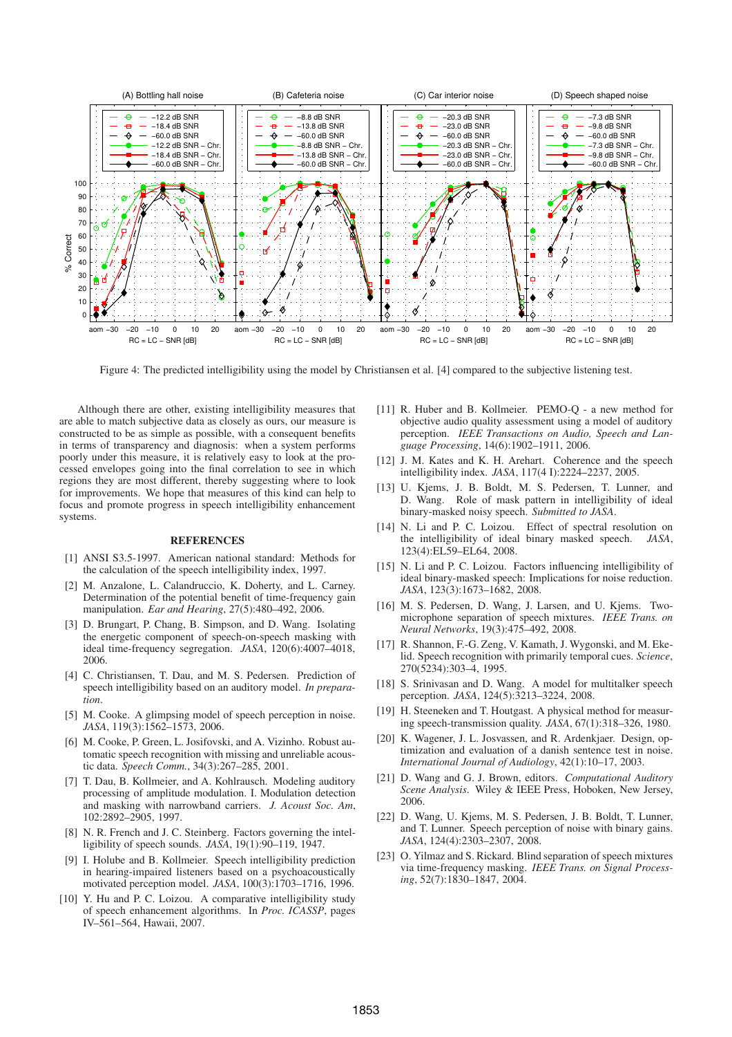(A) Bottling hall noise

−12.2 dB SNR
−18.4 dB SNR
−60.0 dB SNR
−12.2 dB SNR − Chr.
−18.4 dB SNR − Chr.
−60.0 dB SNR − Chr.

(B) Cafeteria noise

−8.8 dB SNR
−13.8 dB SNR
−60.0 dB SNR
−8.8 dB SNR − Chr.
−13.8 dB SNR − Chr.
−60.0 dB SNR − Chr.

(C) Car interior noise

−20.3 dB SNR
−23.0 dB SNR
−60.0 dB SNR
−20.3 dB SNR − Chr.
−23.0 dB SNR − Chr.
−60.0 dB SNR − Chr.

(D) Speech shaped noise

−7.3 dB SNR
−9.8 dB SNR
−60.0 dB SNR
−7.3 dB SNR − Chr.
−9.8 dB SNR − Chr.
−60.0 dB SNR − Chr.

% Correct

RC = LC − SNR [dB]

Figure 4: The predicted intelligibility using the model by Christiansen et al. [4] compared to the subjective listening test.

Although there are other, existing intelligibility measures that are able to match subjective data as closely as ours, our measure is constructed to be as simple as possible, with a consequent benefits in terms of transparency and diagnosis: when a system performs poorly under this measure, it is relatively easy to look at the processed envelopes going into the final correlation to see in which regions they are most different, thereby suggesting where to look for improvements. We hope that measures of this kind can help to focus and promote progress in speech intelligibility enhancement systems.

## REFERENCES

[1] ANSI S3.5-1997. American national standard: Methods for the calculation of the speech intelligibility index, 1997.

[2] M. Anzalone, L. Calandruccio, K. Doherty, and L. Carney. Determination of the potential benefit of time-frequency gain manipulation. *Ear and Hearing*, 27(5):480–492, 2006.

[3] D. Brungart, P. Chang, B. Simpson, and D. Wang. Isolating the energetic component of speech-on-speech masking with ideal time-frequency segregation. *JASA*, 120(6):4007–4018, 2006.

[4] C. Christiansen, T. Dau, and M. S. Pedersen. Prediction of speech intelligibility based on an auditory model. *In preparation*.

[5] M. Cooke. A glimpsing model of speech perception in noise. *JASA*, 119(3):1562–1573, 2006.

[6] M. Cooke, P. Green, L. Josifovski, and A. Vizinho. Robust automatic speech recognition with missing and unreliable acoustic data. *Speech Comm.*, 34(3):267–285, 2001.

[7] T. Dau, B. Kollmeier, and A. Kohlrausch. Modeling auditory processing of amplitude modulation. I. Modulation detection and masking with narrowband carriers. *J. Acoust Soc. Am*, 102:2892–2905, 1997.

[8] N. R. French and J. C. Steinberg. Factors governing the intelligibility of speech sounds. *JASA*, 19(1):90–119, 1947.

[9] I. Holube and B. Kollmeier. Speech intelligibility prediction in hearing-impaired listeners based on a psychoacoustically motivated perception model. *JASA*, 100(3):1703–1716, 1996.

[10] Y. Hu and P. C. Loizou. A comparative intelligibility study of speech enhancement algorithms. In *Proc. ICASSP*, pages IV–561–564, Hawaii, 2007.

[11] R. Huber and B. Kollmeier. PEMO-Q - a new method for objective audio quality assessment using a model of auditory perception. *IEEE Transactions on Audio, Speech and Language Processing*, 14(6):1902–1911, 2006.

[12] J. M. Kates and K. H. Arehart. Coherence and the speech intelligibility index. *JASA*, 117(4 I):2224–2237, 2005.

[13] U. Kjems, J. B. Boldt, M. S. Pedersen, T. Lunner, and D. Wang. Role of mask pattern in intelligibility of ideal binary-masked noisy speech. *Submitted to JASA*.

[14] N. Li and P. C. Loizou. Effect of spectral resolution on the intelligibility of ideal binary masked speech. *JASA*, 123(4):EL59–EL64, 2008.

[15] N. Li and P. C. Loizou. Factors influencing intelligibility of ideal binary-masked speech: Implications for noise reduction. *JASA*, 123(3):1673–1682, 2008.

[16] M. S. Pedersen, D. Wang, J. Larsen, and U. Kjems. Two-microphone separation of speech mixtures. *IEEE Trans. on Neural Networks*, 19(3):475–492, 2008.

[17] R. Shannon, F.-G. Zeng, V. Kamath, J. Wygonski, and M. Ekelid. Speech recognition with primarily temporal cues. *Science*, 270(5234):303–4, 1995.

[18] S. Srinivasan and D. Wang. A model for multitalker speech perception. *JASA*, 124(5):3213–3224, 2008.

[19] H. Steeneken and T. Houtgast. A physical method for measuring speech-transmission quality. *JASA*, 67(1):318–326, 1980.

[20] K. Wagener, J. L. Josvassen, and R. Ardenkjaer. Design, optimization and evaluation of a danish sentence test in noise. *International Journal of Audiology*, 42(1):10–17, 2003.

[21] D. Wang and G. J. Brown, editors. *Computational Auditory Scene Analysis*. Wiley & IEEE Press, Hoboken, New Jersey, 2006.

[22] D. Wang, U. Kjems, M. S. Pedersen, J. B. Boldt, T. Lunner, and T. Lunner. Speech perception of noise with binary gains. *JASA*, 124(4):2303–2307, 2008.

[23] O. Yilmaz and S. Rickard. Blind separation of speech mixtures via time-frequency masking. *IEEE Trans. on Signal Processing*, 52(7):1830–1847, 2004.